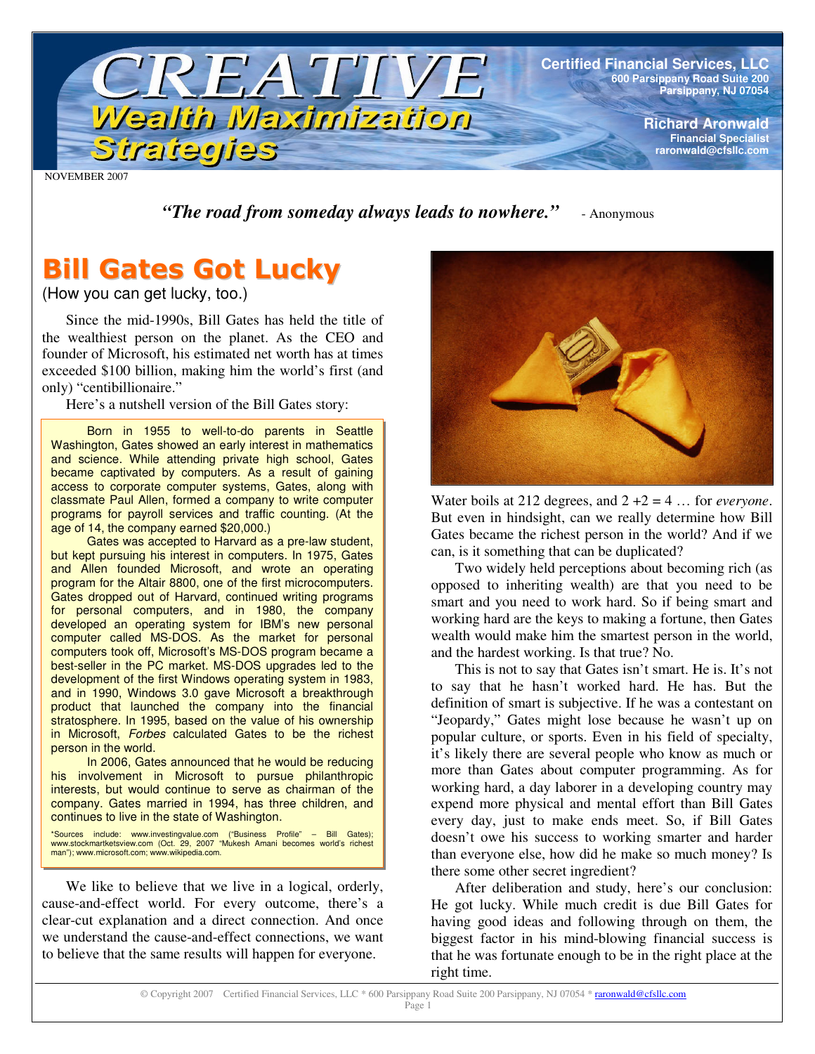# CREATIVE Wealth Maximization Strategies

**Certified Financial Services, LLC**
600 Parsippany Road Suite 200
Parsippany, NJ 07054

**Richard Aronwald**
Financial Specialist
raronwald@cfsllc.com

NOVEMBER 2007

***"The road from someday always leads to nowhere."*** - Anonymous

## Bill Gates Got Lucky

(How you can get lucky, too.)

Since the mid-1990s, Bill Gates has held the title of the wealthiest person on the planet. As the CEO and founder of Microsoft, his estimated net worth has at times exceeded $100 billion, making him the world's first (and only) "centibillionaire."

Here's a nutshell version of the Bill Gates story:

> Born in 1955 to well-to-do parents in Seattle Washington, Gates showed an early interest in mathematics and science. While attending private high school, Gates became captivated by computers. As a result of gaining access to corporate computer systems, Gates, along with classmate Paul Allen, formed a company to write computer programs for payroll services and traffic counting. (At the age of 14, the company earned $20,000.)
>
> Gates was accepted to Harvard as a pre-law student, but kept pursuing his interest in computers. In 1975, Gates and Allen founded Microsoft, and wrote an operating program for the Altair 8800, one of the first microcomputers. Gates dropped out of Harvard, continued writing programs for personal computers, and in 1980, the company developed an operating system for IBM's new personal computer called MS-DOS. As the market for personal computers took off, Microsoft's MS-DOS program became a best-seller in the PC market. MS-DOS upgrades led to the development of the first Windows operating system in 1983, and in 1990, Windows 3.0 gave Microsoft a breakthrough product that launched the company into the financial stratosphere. In 1995, based on the value of his ownership in Microsoft, *Forbes* calculated Gates to be the richest person in the world.
>
> In 2006, Gates announced that he would be reducing his involvement in Microsoft to pursue philanthropic interests, but would continue to serve as chairman of the company. Gates married in 1994, has three children, and continues to live in the state of Washington.
>
> *Sources include: www.investingvalue.com ("Business Profile" – Bill Gates); www.stockmarketsview.com (Oct. 29, 2007 "Mukesh Amani becomes world's richest man"); www.microsoft.com; www.wikipedia.com.

We like to believe that we live in a logical, orderly, cause-and-effect world. For every outcome, there's a clear-cut explanation and a direct connection. And once we understand the cause-and-effect connections, we want to believe that the same results will happen for everyone.

Water boils at 212 degrees, and 2 +2 = 4 … for *everyone*. But even in hindsight, can we really determine how Bill Gates became the richest person in the world? And if we can, is it something that can be duplicated?

Two widely held perceptions about becoming rich (as opposed to inheriting wealth) are that you need to be smart and you need to work hard. So if being smart and working hard are the keys to making a fortune, then Gates wealth would make him the smartest person in the world, and the hardest working. Is that true? No.

This is not to say that Gates isn't smart. He is. It's not to say that he hasn't worked hard. He has. But the definition of smart is subjective. If he was a contestant on "Jeopardy," Gates might lose because he wasn't up on popular culture, or sports. Even in his field of specialty, it's likely there are several people who know as much or more than Gates about computer programming. As for working hard, a day laborer in a developing country may expend more physical and mental effort than Bill Gates every day, just to make ends meet. So, if Bill Gates doesn't owe his success to working smarter and harder than everyone else, how did he make so much money? Is there some other secret ingredient?

After deliberation and study, here's our conclusion: He got lucky. While much credit is due Bill Gates for having good ideas and following through on them, the biggest factor in his mind-blowing financial success is that he was fortunate enough to be in the right place at the right time.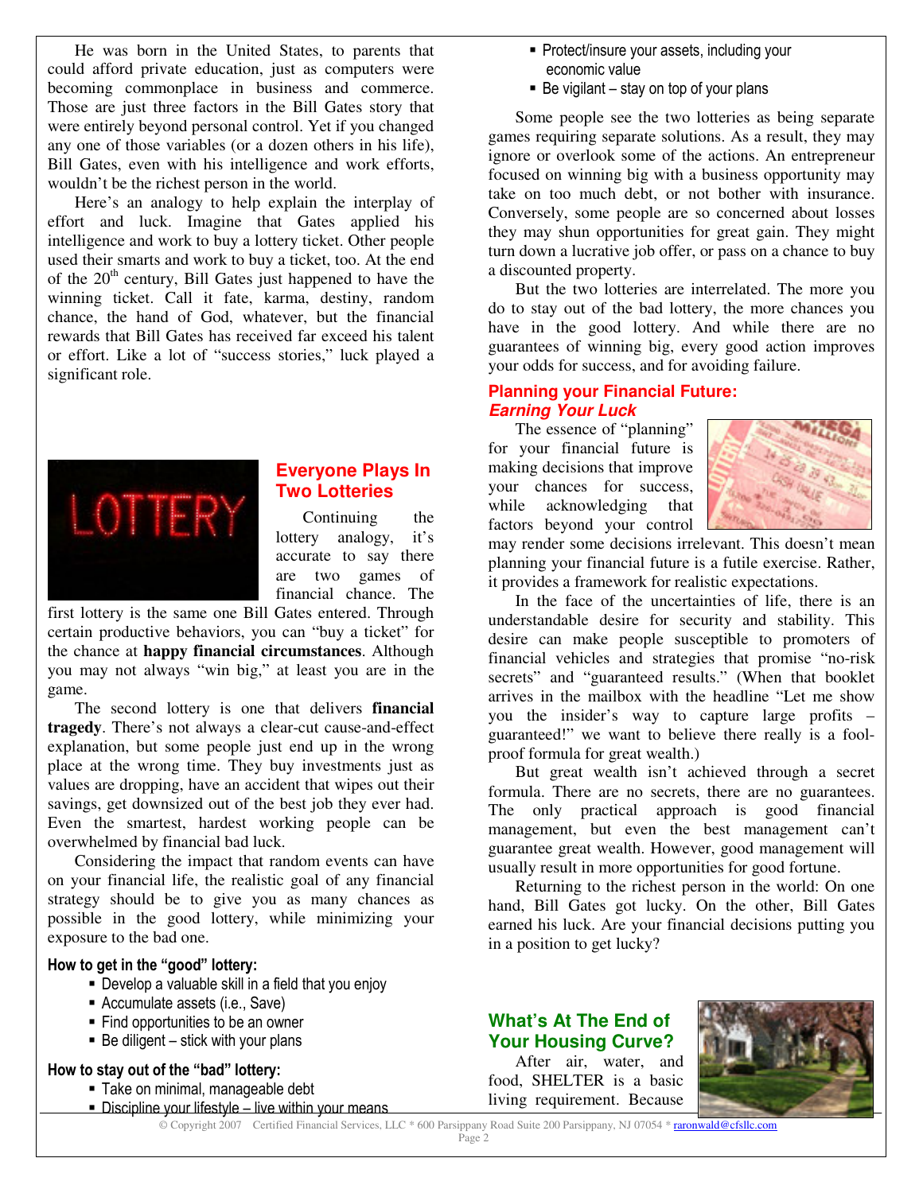He was born in the United States, to parents that could afford private education, just as computers were becoming commonplace in business and commerce. Those are just three factors in the Bill Gates story that were entirely beyond personal control. Yet if you changed any one of those variables (or a dozen others in his life), Bill Gates, even with his intelligence and work efforts, wouldn't be the richest person in the world.

Here's an analogy to help explain the interplay of effort and luck. Imagine that Gates applied his intelligence and work to buy a lottery ticket. Other people used their smarts and work to buy a ticket, too. At the end of the 20th century, Bill Gates just happened to have the winning ticket. Call it fate, karma, destiny, random chance, the hand of God, whatever, but the financial rewards that Bill Gates has received far exceed his talent or effort. Like a lot of "success stories," luck played a significant role.

## Everyone Plays In Two Lotteries

Continuing the lottery analogy, it's accurate to say there are two games of financial chance. The first lottery is the same one Bill Gates entered. Through certain productive behaviors, you can "buy a ticket" for the chance at **happy financial circumstances**. Although you may not always "win big," at least you are in the game.

The second lottery is one that delivers **financial tragedy**. There's not always a clear-cut cause-and-effect explanation, but some people just end up in the wrong place at the wrong time. They buy investments just as values are dropping, have an accident that wipes out their savings, get downsized out of the best job they ever had. Even the smartest, hardest working people can be overwhelmed by financial bad luck.

Considering the impact that random events can have on your financial life, the realistic goal of any financial strategy should be to give you as many chances as possible in the good lottery, while minimizing your exposure to the bad one.

**How to get in the "good" lottery:**

- Develop a valuable skill in a field that you enjoy
- Accumulate assets (i.e., Save)
- Find opportunities to be an owner
- Be diligent – stick with your plans

**How to stay out of the "bad" lottery:**

- Take on minimal, manageable debt
- Discipline your lifestyle – live within your means
- Protect/insure your assets, including your economic value
- Be vigilant – stay on top of your plans

Some people see the two lotteries as being separate games requiring separate solutions. As a result, they may ignore or overlook some of the actions. An entrepreneur focused on winning big with a business opportunity may take on too much debt, or not bother with insurance. Conversely, some people are so concerned about losses they may shun opportunities for great gain. They might turn down a lucrative job offer, or pass on a chance to buy a discounted property.

But the two lotteries are interrelated. The more you do to stay out of the bad lottery, the more chances you have in the good lottery. And while there are no guarantees of winning big, every good action improves your odds for success, and for avoiding failure.

## Planning your Financial Future: *Earning Your Luck*

The essence of "planning" for your financial future is making decisions that improve your chances for success, while acknowledging that factors beyond your control may render some decisions irrelevant. This doesn't mean planning your financial future is a futile exercise. Rather, it provides a framework for realistic expectations.

In the face of the uncertainties of life, there is an understandable desire for security and stability. This desire can make people susceptible to promoters of financial vehicles and strategies that promise "no-risk secrets" and "guaranteed results." (When that booklet arrives in the mailbox with the headline "Let me show you the insider's way to capture large profits – guaranteed!" we want to believe there really is a fool-proof formula for great wealth.)

But great wealth isn't achieved through a secret formula. There are no secrets, there are no guarantees. The only practical approach is good financial management, but even the best management can't guarantee great wealth. However, good management will usually result in more opportunities for good fortune.

Returning to the richest person in the world: On one hand, Bill Gates got lucky. On the other, Bill Gates earned his luck. Are your financial decisions putting you in a position to get lucky?

## What's At The End of Your Housing Curve?

After air, water, and food, SHELTER is a basic living requirement. Because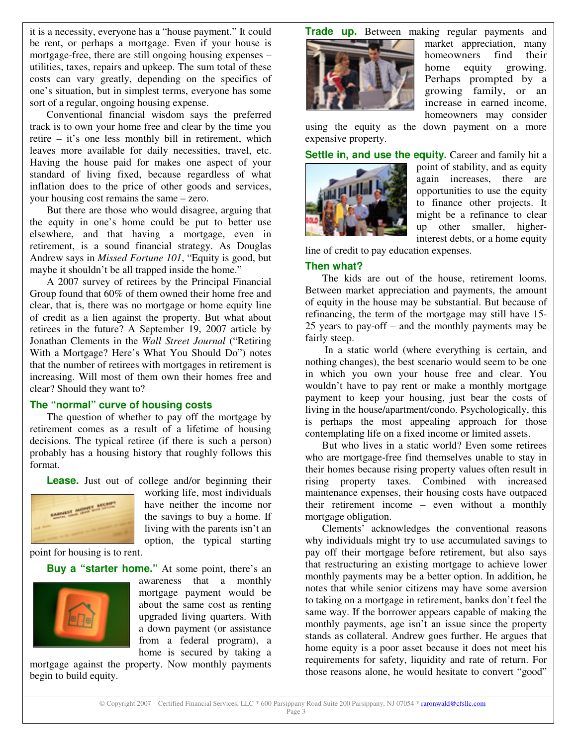it is a necessity, everyone has a "house payment." It could be rent, or perhaps a mortgage. Even if your house is mortgage-free, there are still ongoing housing expenses – utilities, taxes, repairs and upkeep. The sum total of these costs can vary greatly, depending on the specifics of one's situation, but in simplest terms, everyone has some sort of a regular, ongoing housing expense.

Conventional financial wisdom says the preferred track is to own your home free and clear by the time you retire – it's one less monthly bill in retirement, which leaves more available for daily necessities, travel, etc. Having the house paid for makes one aspect of your standard of living fixed, because regardless of what inflation does to the price of other goods and services, your housing cost remains the same – zero.

But there are those who would disagree, arguing that the equity in one's home could be put to better use elsewhere, and that having a mortgage, even in retirement, is a sound financial strategy. As Douglas Andrew says in *Missed Fortune 101*, "Equity is good, but maybe it shouldn't be all trapped inside the home."

A 2007 survey of retirees by the Principal Financial Group found that 60% of them owned their home free and clear, that is, there was no mortgage or home equity line of credit as a lien against the property. But what about retirees in the future? A September 19, 2007 article by Jonathan Clements in the *Wall Street Journal* ("Retiring With a Mortgage? Here's What You Should Do") notes that the number of retirees with mortgages in retirement is increasing. Will most of them own their homes free and clear? Should they want to?

### The "normal" curve of housing costs

The question of whether to pay off the mortgage by retirement comes as a result of a lifetime of housing decisions. The typical retiree (if there is such a person) probably has a housing history that roughly follows this format.

**Lease.** Just out of college and/or beginning their working life, most individuals have neither the income nor the savings to buy a home. If living with the parents isn't an option, the typical starting point for housing is to rent.

**Buy a "starter home."** At some point, there's an awareness that a monthly mortgage payment would be about the same cost as renting upgraded living quarters. With a down payment (or assistance from a federal program), a home is secured by taking a mortgage against the property. Now monthly payments begin to build equity.

**Trade up.** Between making regular payments and market appreciation, many homeowners find their home equity growing. Perhaps prompted by a growing family, or an increase in earned income, homeowners may consider using the equity as the down payment on a more expensive property.

**Settle in, and use the equity.** Career and family hit a point of stability, and as equity again increases, there are opportunities to use the equity to finance other projects. It might be a refinance to clear up other smaller, higher-interest debts, or a home equity line of credit to pay education expenses.

### Then what?

The kids are out of the house, retirement looms. Between market appreciation and payments, the amount of equity in the house may be substantial. But because of refinancing, the term of the mortgage may still have 15-25 years to pay-off – and the monthly payments may be fairly steep.

In a static world (where everything is certain, and nothing changes), the best scenario would seem to be one in which you own your house free and clear. You wouldn't have to pay rent or make a monthly mortgage payment to keep your housing, just bear the costs of living in the house/apartment/condo. Psychologically, this is perhaps the most appealing approach for those contemplating life on a fixed income or limited assets.

But who lives in a static world? Even some retirees who are mortgage-free find themselves unable to stay in their homes because rising property values often result in rising property taxes. Combined with increased maintenance expenses, their housing costs have outpaced their retirement income – even without a monthly mortgage obligation.

Clements' acknowledges the conventional reasons why individuals might try to use accumulated savings to pay off their mortgage before retirement, but also says that restructuring an existing mortgage to achieve lower monthly payments may be a better option. In addition, he notes that while senior citizens may have some aversion to taking on a mortgage in retirement, banks don't feel the same way. If the borrower appears capable of making the monthly payments, age isn't an issue since the property stands as collateral. Andrew goes further. He argues that home equity is a poor asset because it does not meet his requirements for safety, liquidity and rate of return. For those reasons alone, he would hesitate to convert "good"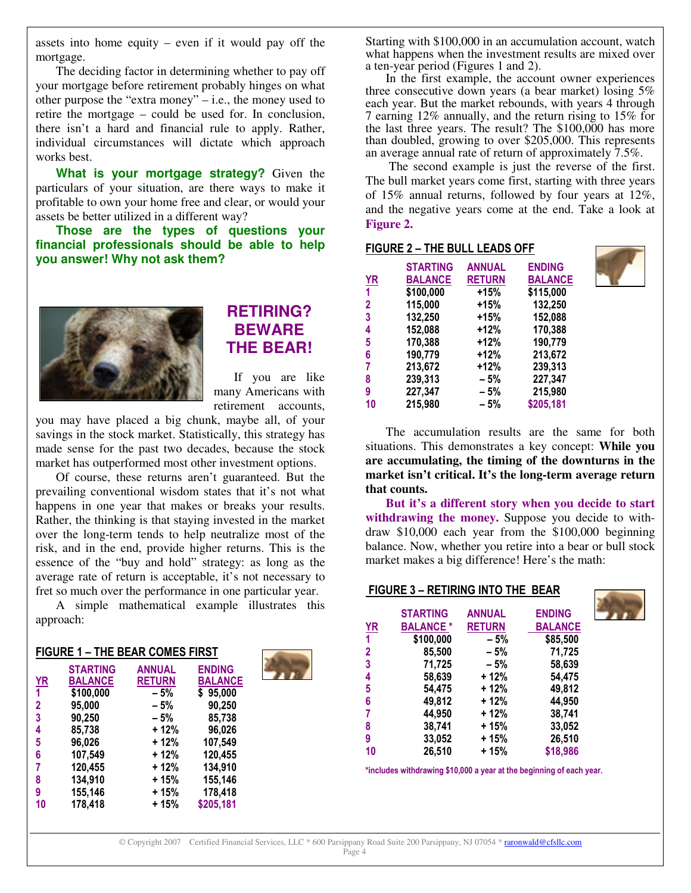assets into home equity – even if it would pay off the mortgage.

The deciding factor in determining whether to pay off your mortgage before retirement probably hinges on what other purpose the "extra money" – i.e., the money used to retire the mortgage – could be used for. In conclusion, there isn't a hard and financial rule to apply. Rather, individual circumstances will dictate which approach works best.

**What is your mortgage strategy?** Given the particulars of your situation, are there ways to make it profitable to own your home free and clear, or would your assets be better utilized in a different way?

**Those are the types of questions your financial professionals should be able to help you answer! Why not ask them?**

## RETIRING? BEWARE THE BEAR!

If you are like many Americans with retirement accounts, you may have placed a big chunk, maybe all, of your savings in the stock market. Statistically, this strategy has made sense for the past two decades, because the stock market has outperformed most other investment options.

Of course, these returns aren't guaranteed. But the prevailing conventional wisdom states that it's not what happens in one year that makes or breaks your results. Rather, the thinking is that staying invested in the market over the long-term tends to help neutralize most of the risk, and in the end, provide higher returns. This is the essence of the "buy and hold" strategy: as long as the average rate of return is acceptable, it's not necessary to fret so much over the performance in one particular year.

A simple mathematical example illustrates this approach:

**FIGURE 1 – THE BEAR COMES FIRST**

| YR | STARTING BALANCE | ANNUAL RETURN | ENDING BALANCE |
|---|---|---|---|
| 1 | $100,000 | – 5% | $ 95,000 |
| 2 | 95,000 | – 5% | 90,250 |
| 3 | 90,250 | – 5% | 85,738 |
| 4 | 85,738 | + 12% | 96,026 |
| 5 | 96,026 | + 12% | 107,549 |
| 6 | 107,549 | + 12% | 120,455 |
| 7 | 120,455 | + 12% | 134,910 |
| 8 | 134,910 | + 15% | 155,146 |
| 9 | 155,146 | + 15% | 178,418 |
| 10 | 178,418 | + 15% | $205,181 |

Starting with $100,000 in an accumulation account, watch what happens when the investment results are mixed over a ten-year period (Figures 1 and 2).

In the first example, the account owner experiences three consecutive down years (a bear market) losing 5% each year. But the market rebounds, with years 4 through 7 earning 12% annually, and the return rising to 15% for the last three years. The result? The $100,000 has more than doubled, growing to over $205,000. This represents an average annual rate of return of approximately 7.5%.

The second example is just the reverse of the first. The bull market years come first, starting with three years of 15% annual returns, followed by four years at 12%, and the negative years come at the end. Take a look at **Figure 2.**

**FIGURE 2 – THE BULL LEADS OFF**

| YR | STARTING BALANCE | ANNUAL RETURN | ENDING BALANCE |
|---|---|---|---|
| 1 | $100,000 | +15% | $115,000 |
| 2 | 115,000 | +15% | 132,250 |
| 3 | 132,250 | +15% | 152,088 |
| 4 | 152,088 | +12% | 170,388 |
| 5 | 170,388 | +12% | 190,779 |
| 6 | 190,779 | +12% | 213,672 |
| 7 | 213,672 | +12% | 239,313 |
| 8 | 239,313 | – 5% | 227,347 |
| 9 | 227,347 | – 5% | 215,980 |
| 10 | 215,980 | – 5% | $205,181 |

The accumulation results are the same for both situations. This demonstrates a key concept: **While you are accumulating, the timing of the downturns in the market isn't critical. It's the long-term average return that counts.**

**But it's a different story when you decide to start withdrawing the money.** Suppose you decide to withdraw $10,000 each year from the $100,000 beginning balance. Now, whether you retire into a bear or bull stock market makes a big difference! Here's the math:

**FIGURE 3 – RETIRING INTO THE BEAR**

| YR | STARTING BALANCE * | ANNUAL RETURN | ENDING BALANCE |
|---|---|---|---|
| 1 | $100,000 | – 5% | $85,500 |
| 2 | 85,500 | – 5% | 71,725 |
| 3 | 71,725 | – 5% | 58,639 |
| 4 | 58,639 | + 12% | 54,475 |
| 5 | 54,475 | + 12% | 49,812 |
| 6 | 49,812 | + 12% | 44,950 |
| 7 | 44,950 | + 12% | 38,741 |
| 8 | 38,741 | + 15% | 33,052 |
| 9 | 33,052 | + 15% | 26,510 |
| 10 | 26,510 | + 15% | $18,986 |

*includes withdrawing $10,000 a year at the beginning of each year.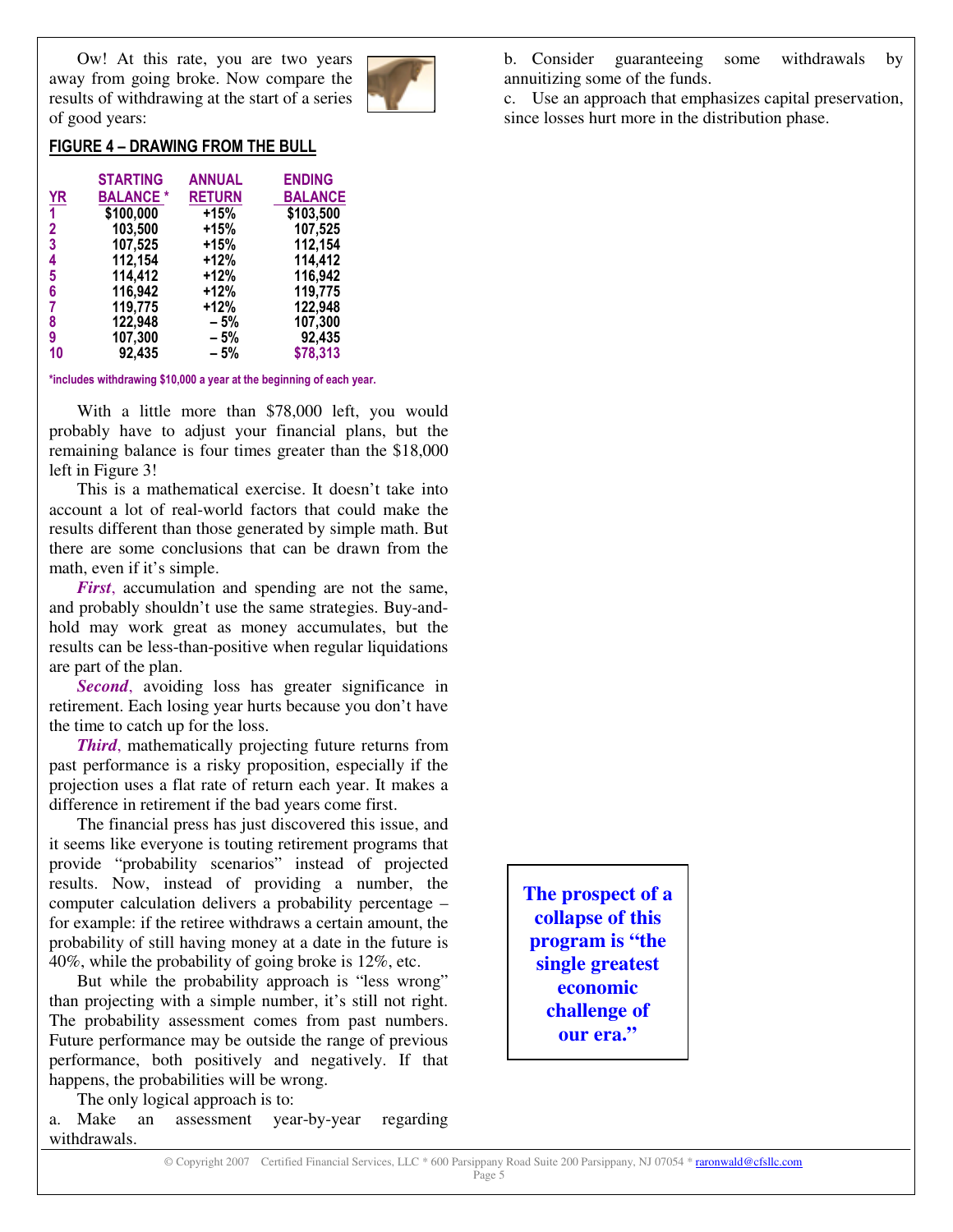Ow! At this rate, you are two years away from going broke. Now compare the results of withdrawing at the start of a series of good years:

## FIGURE 4 – DRAWING FROM THE BULL

| YR | STARTING BALANCE * | ANNUAL RETURN | ENDING BALANCE |
|---|---|---|---|
| 1 | $100,000 | +15% | $103,500 |
| 2 | 103,500 | +15% | 107,525 |
| 3 | 107,525 | +15% | 112,154 |
| 4 | 112,154 | +12% | 114,412 |
| 5 | 114,412 | +12% | 116,942 |
| 6 | 116,942 | +12% | 119,775 |
| 7 | 119,775 | +12% | 122,948 |
| 8 | 122,948 | – 5% | 107,300 |
| 9 | 107,300 | – 5% | 92,435 |
| 10 | 92,435 | – 5% | $78,313 |

*includes withdrawing $10,000 a year at the beginning of each year.

With a little more than $78,000 left, you would probably have to adjust your financial plans, but the remaining balance is four times greater than the $18,000 left in Figure 3!

This is a mathematical exercise. It doesn't take into account a lot of real-world factors that could make the results different than those generated by simple math. But there are some conclusions that can be drawn from the math, even if it's simple.

***First***, accumulation and spending are not the same, and probably shouldn't use the same strategies. Buy-and-hold may work great as money accumulates, but the results can be less-than-positive when regular liquidations are part of the plan.

***Second***, avoiding loss has greater significance in retirement. Each losing year hurts because you don't have the time to catch up for the loss.

***Third***, mathematically projecting future returns from past performance is a risky proposition, especially if the projection uses a flat rate of return each year. It makes a difference in retirement if the bad years come first.

The financial press has just discovered this issue, and it seems like everyone is touting retirement programs that provide "probability scenarios" instead of projected results. Now, instead of providing a number, the computer calculation delivers a probability percentage – for example: if the retiree withdraws a certain amount, the probability of still having money at a date in the future is 40%, while the probability of going broke is 12%, etc.

But while the probability approach is "less wrong" than projecting with a simple number, it's still not right. The probability assessment comes from past numbers. Future performance may be outside the range of previous performance, both positively and negatively. If that happens, the probabilities will be wrong.

The only logical approach is to:

a. Make an assessment year-by-year regarding withdrawals.

b. Consider guaranteeing some withdrawals by annuitizing some of the funds.

c. Use an approach that emphasizes capital preservation, since losses hurt more in the distribution phase.

**The prospect of a collapse of this program is "the single greatest economic challenge of our era."**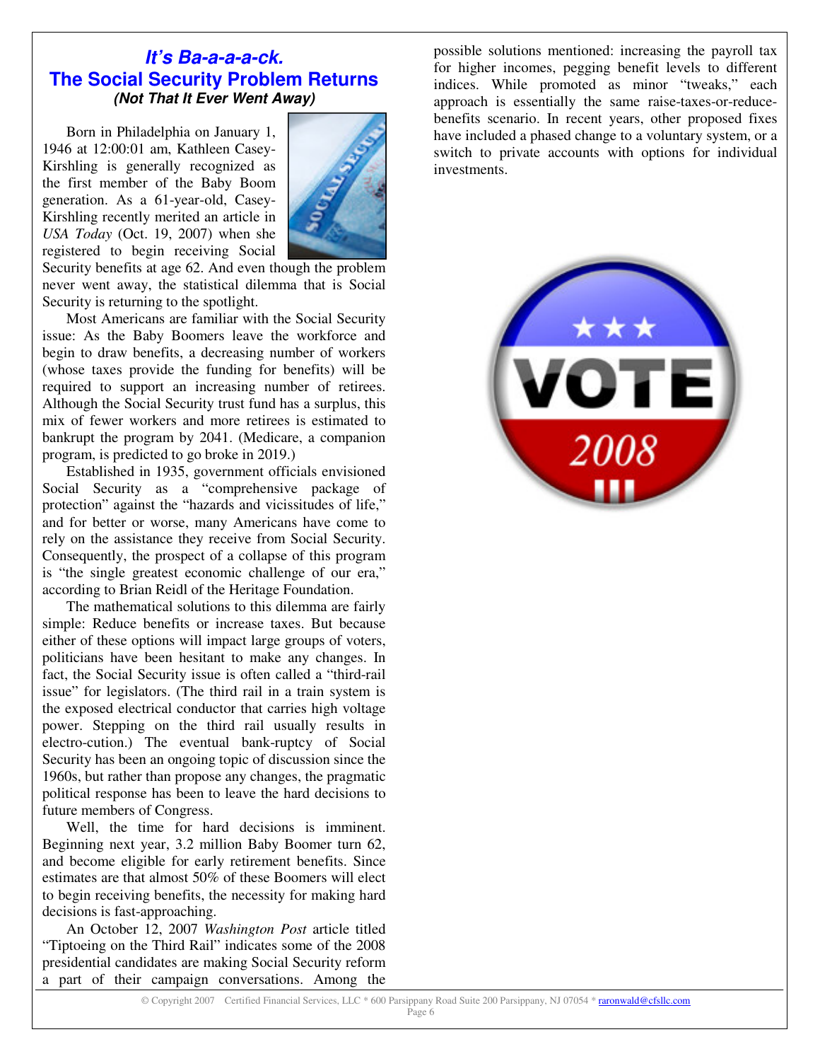## *It's Ba-a-a-a-ck.*
## The Social Security Problem Returns
### *(Not That It Ever Went Away)*

Born in Philadelphia on January 1, 1946 at 12:00:01 am, Kathleen Casey-Kirshling is generally recognized as the first member of the Baby Boom generation. As a 61-year-old, Casey-Kirshling recently merited an article in *USA Today* (Oct. 19, 2007) when she registered to begin receiving Social Security benefits at age 62. And even though the problem never went away, the statistical dilemma that is Social Security is returning to the spotlight.

Most Americans are familiar with the Social Security issue: As the Baby Boomers leave the workforce and begin to draw benefits, a decreasing number of workers (whose taxes provide the funding for benefits) will be required to support an increasing number of retirees. Although the Social Security trust fund has a surplus, this mix of fewer workers and more retirees is estimated to bankrupt the program by 2041. (Medicare, a companion program, is predicted to go broke in 2019.)

Established in 1935, government officials envisioned Social Security as a "comprehensive package of protection" against the "hazards and vicissitudes of life," and for better or worse, many Americans have come to rely on the assistance they receive from Social Security. Consequently, the prospect of a collapse of this program is "the single greatest economic challenge of our era," according to Brian Reidl of the Heritage Foundation.

The mathematical solutions to this dilemma are fairly simple: Reduce benefits or increase taxes. But because either of these options will impact large groups of voters, politicians have been hesitant to make any changes. In fact, the Social Security issue is often called a "third-rail issue" for legislators. (The third rail in a train system is the exposed electrical conductor that carries high voltage power. Stepping on the third rail usually results in electro-cution.) The eventual bank-ruptcy of Social Security has been an ongoing topic of discussion since the 1960s, but rather than propose any changes, the pragmatic political response has been to leave the hard decisions to future members of Congress.

Well, the time for hard decisions is imminent. Beginning next year, 3.2 million Baby Boomer turn 62, and become eligible for early retirement benefits. Since estimates are that almost 50% of these Boomers will elect to begin receiving benefits, the necessity for making hard decisions is fast-approaching.

An October 12, 2007 *Washington Post* article titled "Tiptoeing on the Third Rail" indicates some of the 2008 presidential candidates are making Social Security reform a part of their campaign conversations. Among the possible solutions mentioned: increasing the payroll tax for higher incomes, pegging benefit levels to different indices. While promoted as minor "tweaks," each approach is essentially the same raise-taxes-or-reduce-benefits scenario. In recent years, other proposed fixes have included a phased change to a voluntary system, or a switch to private accounts with options for individual investments.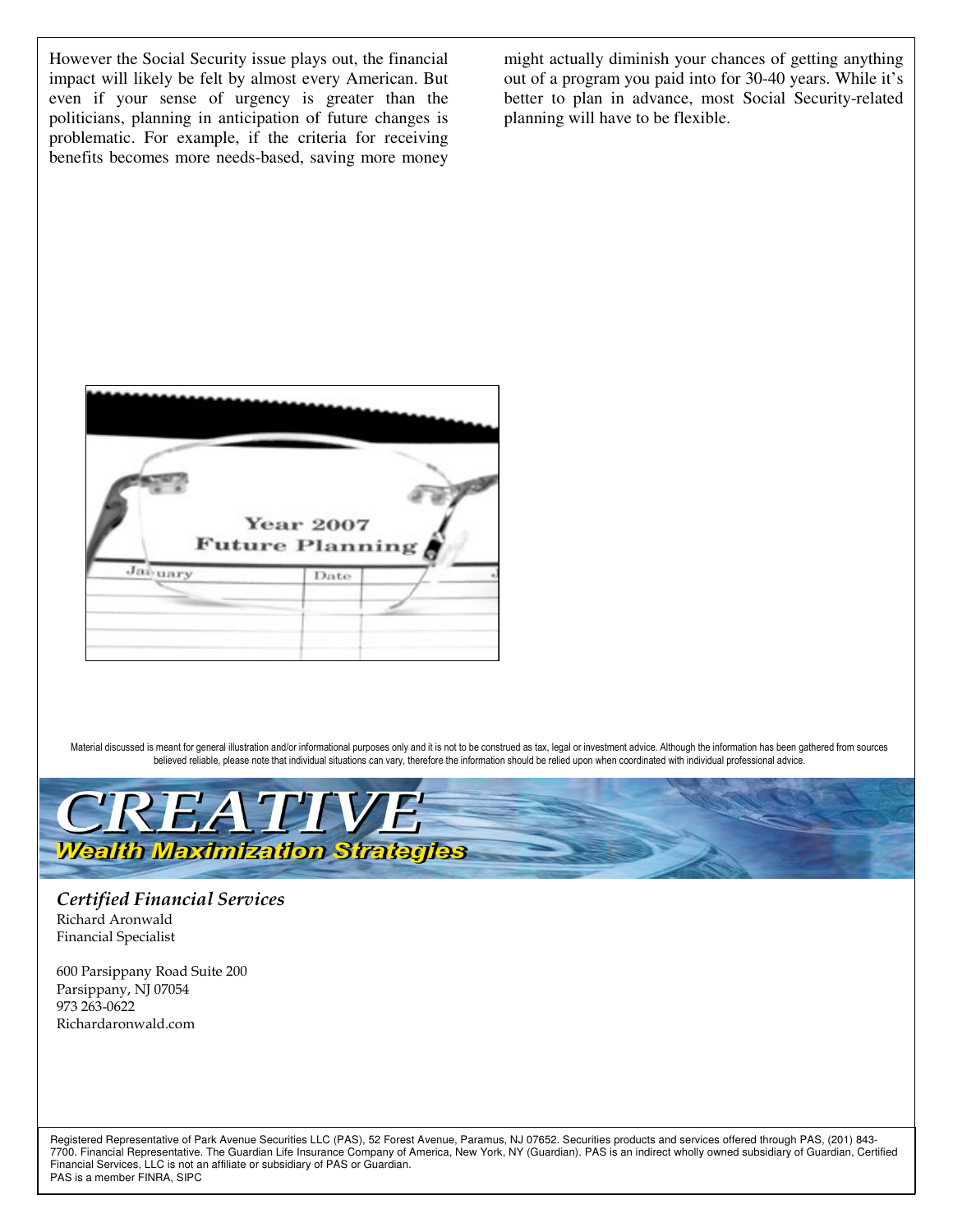However the Social Security issue plays out, the financial impact will likely be felt by almost every American. But even if your sense of urgency is greater than the politicians, planning in anticipation of future changes is problematic. For example, if the criteria for receiving benefits becomes more needs-based, saving more money might actually diminish your chances of getting anything out of a program you paid into for 30-40 years. While it's better to plan in advance, most Social Security-related planning will have to be flexible.

Material discussed is meant for general illustration and/or informational purposes only and it is not to be construed as tax, legal or investment advice. Although the information has been gathered from sources believed reliable, please note that individual situations can vary, therefore the information should be relied upon when coordinated with individual professional advice.

# CREATIVE

**Wealth Maximization Strategies**

*Certified Financial Services*
Richard Aronwald
Financial Specialist

600 Parsippany Road Suite 200
Parsippany, NJ 07054
973 263-0622
Richardaronwald.com

Registered Representative of Park Avenue Securities LLC (PAS), 52 Forest Avenue, Paramus, NJ 07652. Securities products and services offered through PAS, (201) 843-7700. Financial Representative. The Guardian Life Insurance Company of America, New York, NY (Guardian). PAS is an indirect wholly owned subsidiary of Guardian, Certified Financial Services, LLC is not an affiliate or subsidiary of PAS or Guardian.
PAS is a member FINRA, SIPC